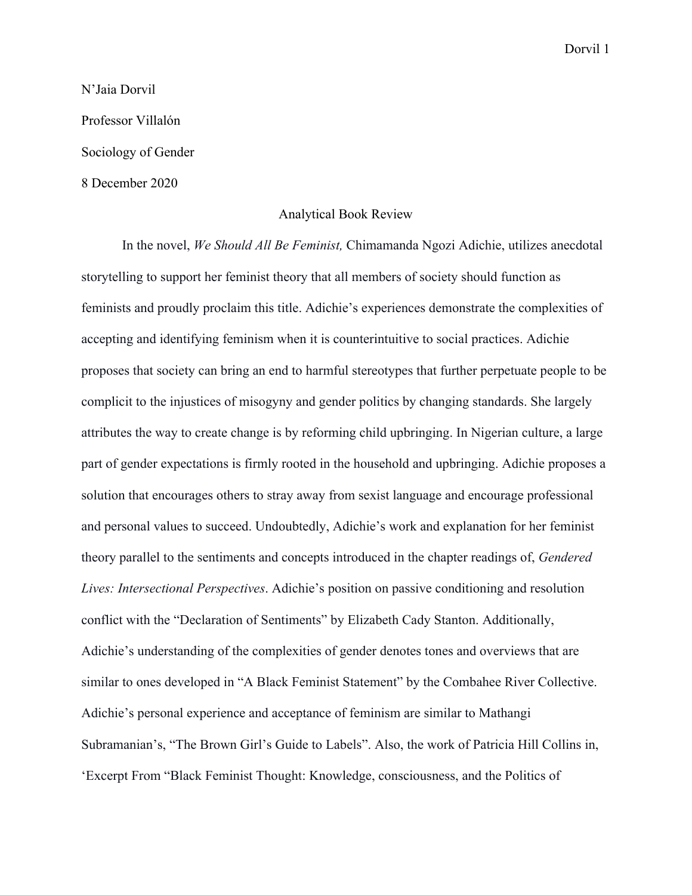N'Jaia Dorvil

Professor Villalón

Sociology of Gender

8 December 2020

Analytical Book Review

In the novel, *We Should All Be Feminist,* Chimamanda Ngozi Adichie, utilizes anecdotal storytelling to support her feminist theory that all members of society should function as feminists and proudly proclaim this title. Adichie's experiences demonstrate the complexities of accepting and identifying feminism when it is counterintuitive to social practices. Adichie proposes that society can bring an end to harmful stereotypes that further perpetuate people to be complicit to the injustices of misogyny and gender politics by changing standards. She largely attributes the way to create change is by reforming child upbringing. In Nigerian culture, a large part of gender expectations is firmly rooted in the household and upbringing. Adichie proposes a solution that encourages others to stray away from sexist language and encourage professional and personal values to succeed. Undoubtedly, Adichie's work and explanation for her feminist theory parallel to the sentiments and concepts introduced in the chapter readings of, *Gendered Lives: Intersectional Perspectives*. Adichie's position on passive conditioning and resolution conflict with the "Declaration of Sentiments" by Elizabeth Cady Stanton. Additionally, Adichie's understanding of the complexities of gender denotes tones and overviews that are similar to ones developed in "A Black Feminist Statement" by the Combahee River Collective. Adichie's personal experience and acceptance of feminism are similar to Mathangi Subramanian's, "The Brown Girl's Guide to Labels". Also, the work of Patricia Hill Collins in, 'Excerpt From "Black Feminist Thought: Knowledge, consciousness, and the Politics of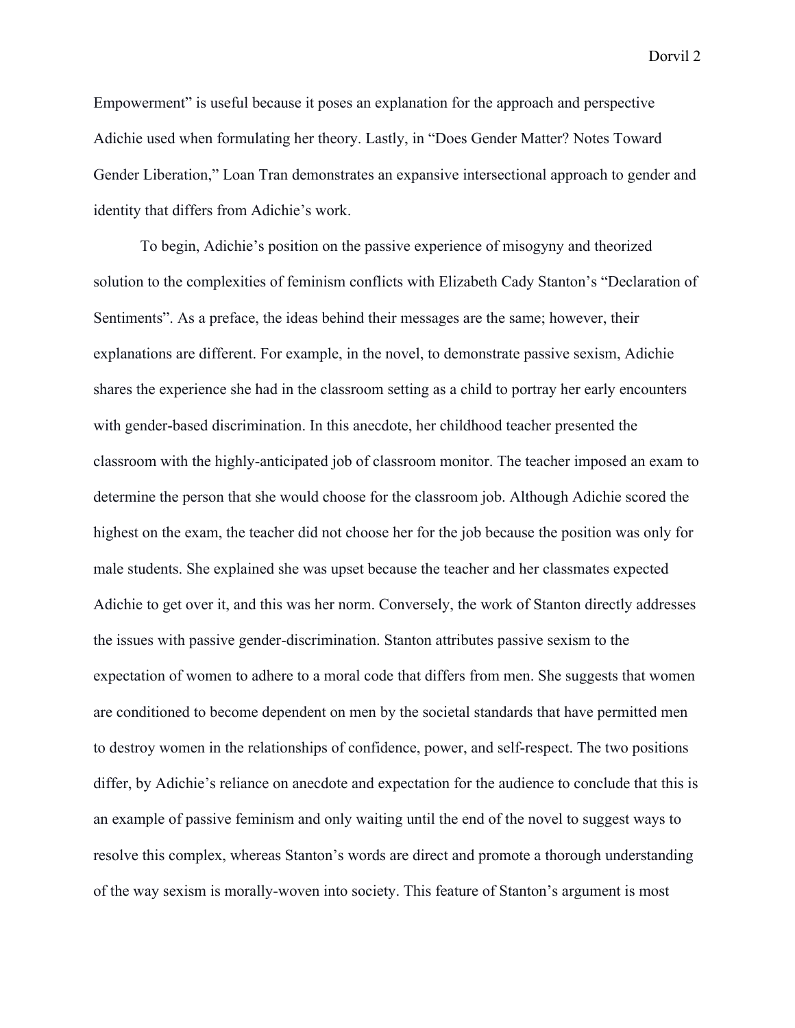Empowerment" is useful because it poses an explanation for the approach and perspective Adichie used when formulating her theory. Lastly, in "Does Gender Matter? Notes Toward Gender Liberation," Loan Tran demonstrates an expansive intersectional approach to gender and identity that differs from Adichie's work.

To begin, Adichie's position on the passive experience of misogyny and theorized solution to the complexities of feminism conflicts with Elizabeth Cady Stanton's "Declaration of Sentiments". As a preface, the ideas behind their messages are the same; however, their explanations are different. For example, in the novel, to demonstrate passive sexism, Adichie shares the experience she had in the classroom setting as a child to portray her early encounters with gender-based discrimination. In this anecdote, her childhood teacher presented the classroom with the highly-anticipated job of classroom monitor. The teacher imposed an exam to determine the person that she would choose for the classroom job. Although Adichie scored the highest on the exam, the teacher did not choose her for the job because the position was only for male students. She explained she was upset because the teacher and her classmates expected Adichie to get over it, and this was her norm. Conversely, the work of Stanton directly addresses the issues with passive gender-discrimination. Stanton attributes passive sexism to the expectation of women to adhere to a moral code that differs from men. She suggests that women are conditioned to become dependent on men by the societal standards that have permitted men to destroy women in the relationships of confidence, power, and self-respect. The two positions differ, by Adichie's reliance on anecdote and expectation for the audience to conclude that this is an example of passive feminism and only waiting until the end of the novel to suggest ways to resolve this complex, whereas Stanton's words are direct and promote a thorough understanding of the way sexism is morally-woven into society. This feature of Stanton's argument is most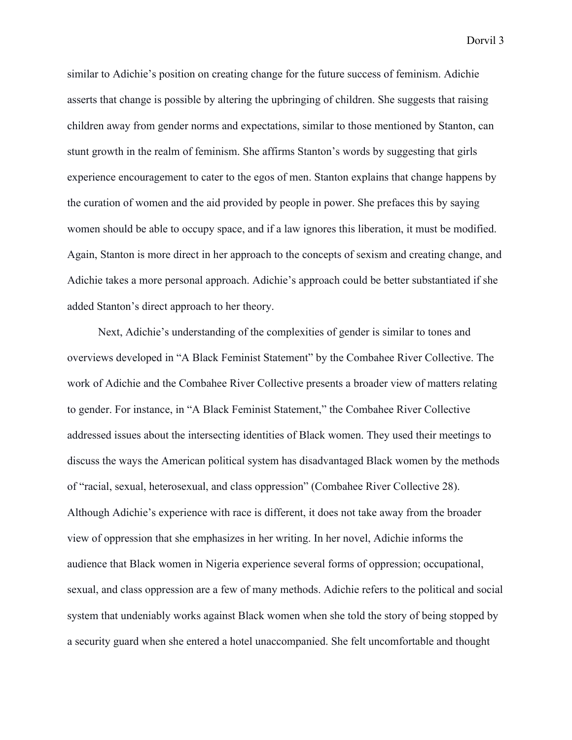similar to Adichie's position on creating change for the future success of feminism. Adichie asserts that change is possible by altering the upbringing of children. She suggests that raising children away from gender norms and expectations, similar to those mentioned by Stanton, can stunt growth in the realm of feminism. She affirms Stanton's words by suggesting that girls experience encouragement to cater to the egos of men. Stanton explains that change happens by the curation of women and the aid provided by people in power. She prefaces this by saying women should be able to occupy space, and if a law ignores this liberation, it must be modified. Again, Stanton is more direct in her approach to the concepts of sexism and creating change, and Adichie takes a more personal approach. Adichie's approach could be better substantiated if she added Stanton's direct approach to her theory.

Next, Adichie's understanding of the complexities of gender is similar to tones and overviews developed in "A Black Feminist Statement" by the Combahee River Collective. The work of Adichie and the Combahee River Collective presents a broader view of matters relating to gender. For instance, in "A Black Feminist Statement," the Combahee River Collective addressed issues about the intersecting identities of Black women. They used their meetings to discuss the ways the American political system has disadvantaged Black women by the methods of "racial, sexual, heterosexual, and class oppression" (Combahee River Collective 28). Although Adichie's experience with race is different, it does not take away from the broader view of oppression that she emphasizes in her writing. In her novel, Adichie informs the audience that Black women in Nigeria experience several forms of oppression; occupational, sexual, and class oppression are a few of many methods. Adichie refers to the political and social system that undeniably works against Black women when she told the story of being stopped by a security guard when she entered a hotel unaccompanied. She felt uncomfortable and thought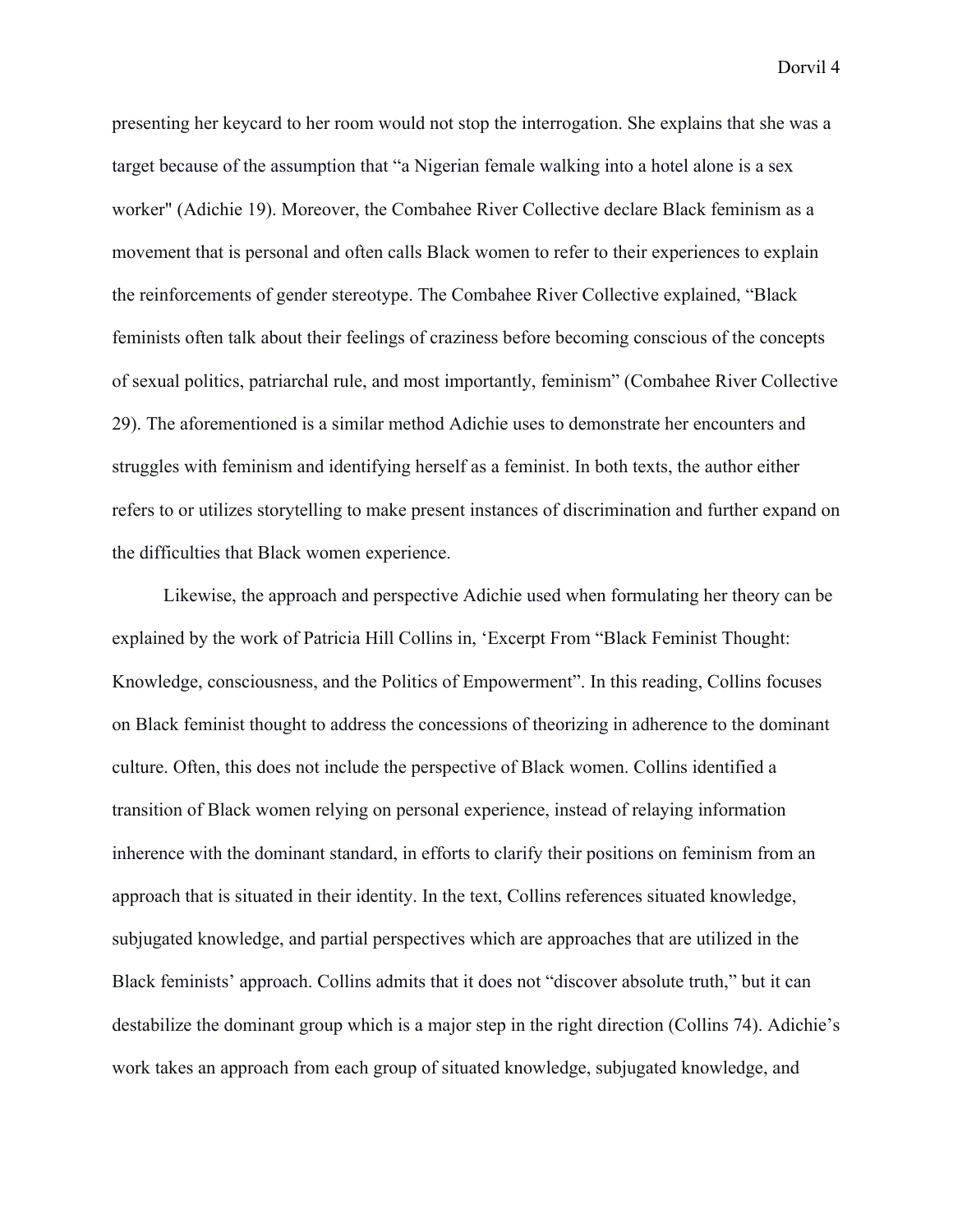presenting her keycard to her room would not stop the interrogation. She explains that she was a target because of the assumption that "a Nigerian female walking into a hotel alone is a sex worker" (Adichie 19). Moreover, the Combahee River Collective declare Black feminism as a movement that is personal and often calls Black women to refer to their experiences to explain the reinforcements of gender stereotype. The Combahee River Collective explained, "Black feminists often talk about their feelings of craziness before becoming conscious of the concepts of sexual politics, patriarchal rule, and most importantly, feminism" (Combahee River Collective 29). The aforementioned is a similar method Adichie uses to demonstrate her encounters and struggles with feminism and identifying herself as a feminist. In both texts, the author either refers to or utilizes storytelling to make present instances of discrimination and further expand on the difficulties that Black women experience.

Likewise, the approach and perspective Adichie used when formulating her theory can be explained by the work of Patricia Hill Collins in, 'Excerpt From "Black Feminist Thought: Knowledge, consciousness, and the Politics of Empowerment". In this reading, Collins focuses on Black feminist thought to address the concessions of theorizing in adherence to the dominant culture. Often, this does not include the perspective of Black women. Collins identified a transition of Black women relying on personal experience, instead of relaying information inherence with the dominant standard, in efforts to clarify their positions on feminism from an approach that is situated in their identity. In the text, Collins references situated knowledge, subjugated knowledge, and partial perspectives which are approaches that are utilized in the Black feminists' approach. Collins admits that it does not "discover absolute truth," but it can destabilize the dominant group which is a major step in the right direction (Collins 74). Adichie's work takes an approach from each group of situated knowledge, subjugated knowledge, and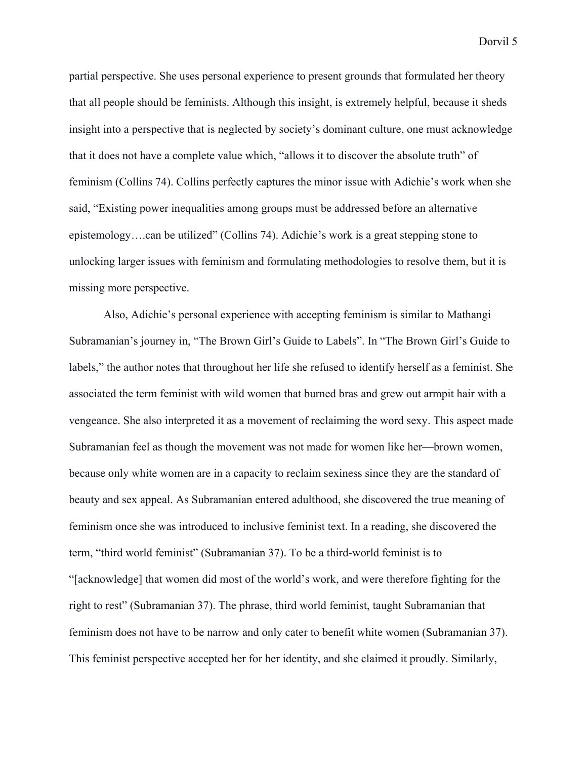partial perspective. She uses personal experience to present grounds that formulated her theory that all people should be feminists. Although this insight, is extremely helpful, because it sheds insight into a perspective that is neglected by society's dominant culture, one must acknowledge that it does not have a complete value which, "allows it to discover the absolute truth" of feminism (Collins 74). Collins perfectly captures the minor issue with Adichie's work when she said, "Existing power inequalities among groups must be addressed before an alternative epistemology….can be utilized" (Collins 74). Adichie's work is a great stepping stone to unlocking larger issues with feminism and formulating methodologies to resolve them, but it is missing more perspective.

Also, Adichie's personal experience with accepting feminism is similar to Mathangi Subramanian's journey in, "The Brown Girl's Guide to Labels". In "The Brown Girl's Guide to labels," the author notes that throughout her life she refused to identify herself as a feminist. She associated the term feminist with wild women that burned bras and grew out armpit hair with a vengeance. She also interpreted it as a movement of reclaiming the word sexy. This aspect made Subramanian feel as though the movement was not made for women like her—brown women, because only white women are in a capacity to reclaim sexiness since they are the standard of beauty and sex appeal. As Subramanian entered adulthood, she discovered the true meaning of feminism once she was introduced to inclusive feminist text. In a reading, she discovered the term, "third world feminist" (Subramanian 37). To be a third-world feminist is to "[acknowledge] that women did most of the world's work, and were therefore fighting for the right to rest" (Subramanian 37). The phrase, third world feminist, taught Subramanian that feminism does not have to be narrow and only cater to benefit white women (Subramanian 37). This feminist perspective accepted her for her identity, and she claimed it proudly. Similarly,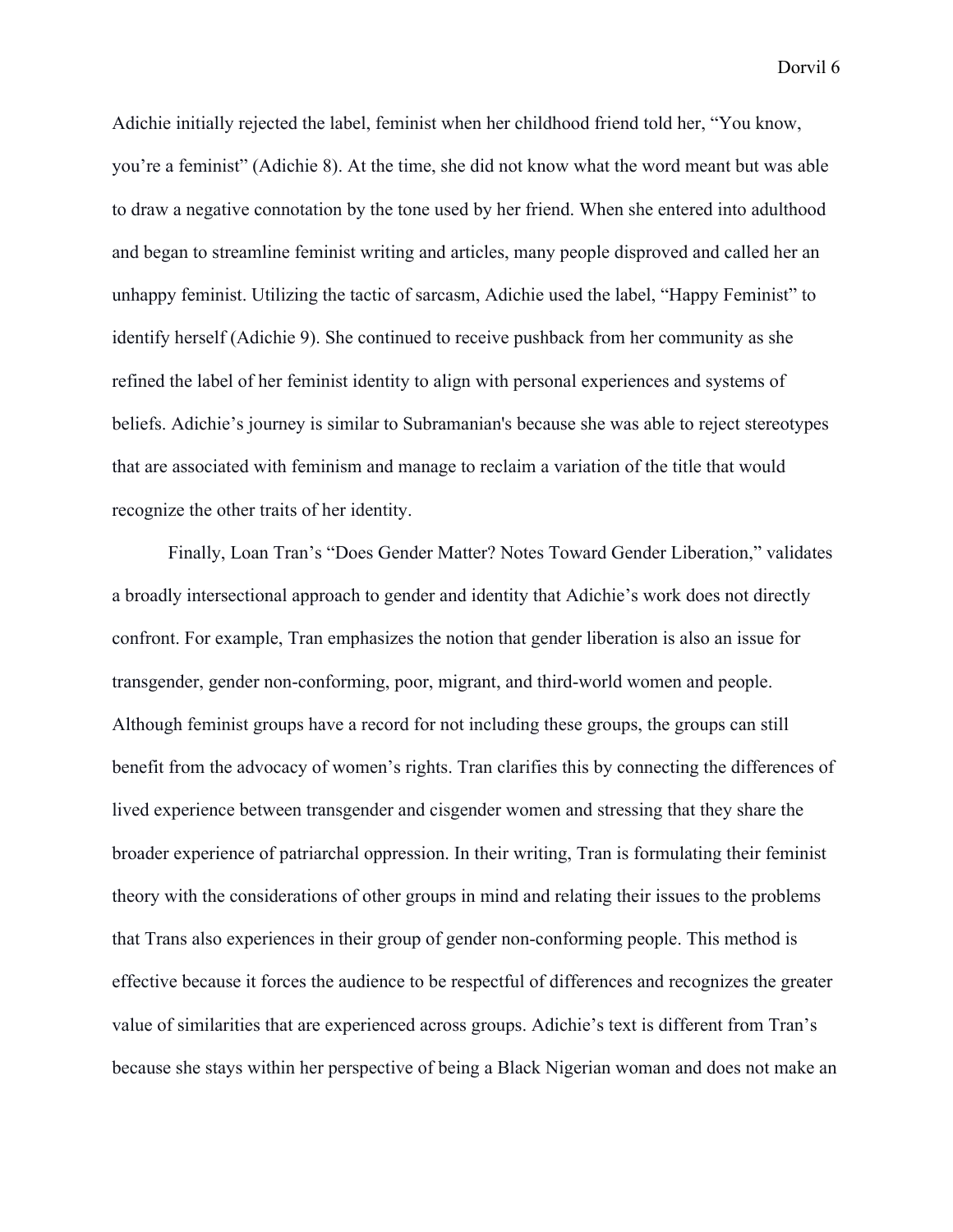Adichie initially rejected the label, feminist when her childhood friend told her, "You know, you're a feminist" (Adichie 8). At the time, she did not know what the word meant but was able to draw a negative connotation by the tone used by her friend. When she entered into adulthood and began to streamline feminist writing and articles, many people disproved and called her an unhappy feminist. Utilizing the tactic of sarcasm, Adichie used the label, "Happy Feminist" to identify herself (Adichie 9). She continued to receive pushback from her community as she refined the label of her feminist identity to align with personal experiences and systems of beliefs. Adichie's journey is similar to Subramanian's because she was able to reject stereotypes that are associated with feminism and manage to reclaim a variation of the title that would recognize the other traits of her identity.

Finally, Loan Tran's "Does Gender Matter? Notes Toward Gender Liberation," validates a broadly intersectional approach to gender and identity that Adichie's work does not directly confront. For example, Tran emphasizes the notion that gender liberation is also an issue for transgender, gender non-conforming, poor, migrant, and third-world women and people. Although feminist groups have a record for not including these groups, the groups can still benefit from the advocacy of women's rights. Tran clarifies this by connecting the differences of lived experience between transgender and cisgender women and stressing that they share the broader experience of patriarchal oppression. In their writing, Tran is formulating their feminist theory with the considerations of other groups in mind and relating their issues to the problems that Trans also experiences in their group of gender non-conforming people. This method is effective because it forces the audience to be respectful of differences and recognizes the greater value of similarities that are experienced across groups. Adichie's text is different from Tran's because she stays within her perspective of being a Black Nigerian woman and does not make an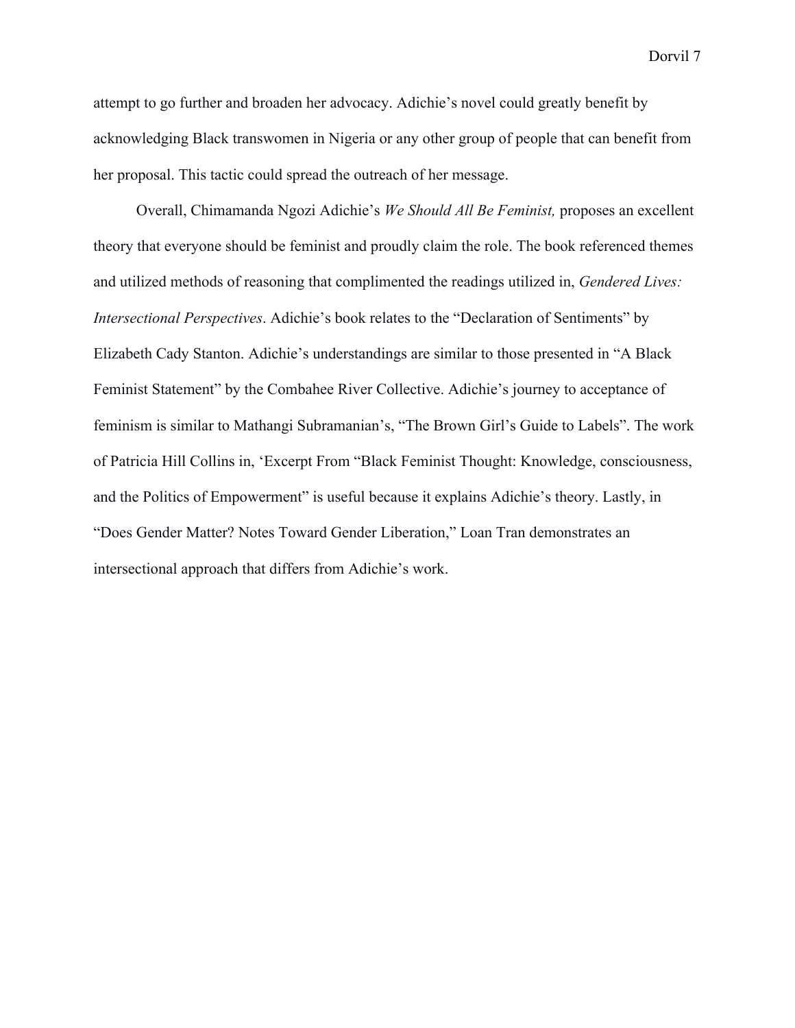attempt to go further and broaden her advocacy. Adichie's novel could greatly benefit by acknowledging Black transwomen in Nigeria or any other group of people that can benefit from her proposal. This tactic could spread the outreach of her message.

Overall, Chimamanda Ngozi Adichie's *We Should All Be Feminist,* proposes an excellent theory that everyone should be feminist and proudly claim the role. The book referenced themes and utilized methods of reasoning that complimented the readings utilized in, *Gendered Lives: Intersectional Perspectives*. Adichie's book relates to the "Declaration of Sentiments" by Elizabeth Cady Stanton. Adichie's understandings are similar to those presented in "A Black Feminist Statement" by the Combahee River Collective. Adichie's journey to acceptance of feminism is similar to Mathangi Subramanian's, "The Brown Girl's Guide to Labels". The work of Patricia Hill Collins in, 'Excerpt From "Black Feminist Thought: Knowledge, consciousness, and the Politics of Empowerment" is useful because it explains Adichie's theory. Lastly, in "Does Gender Matter? Notes Toward Gender Liberation," Loan Tran demonstrates an intersectional approach that differs from Adichie's work.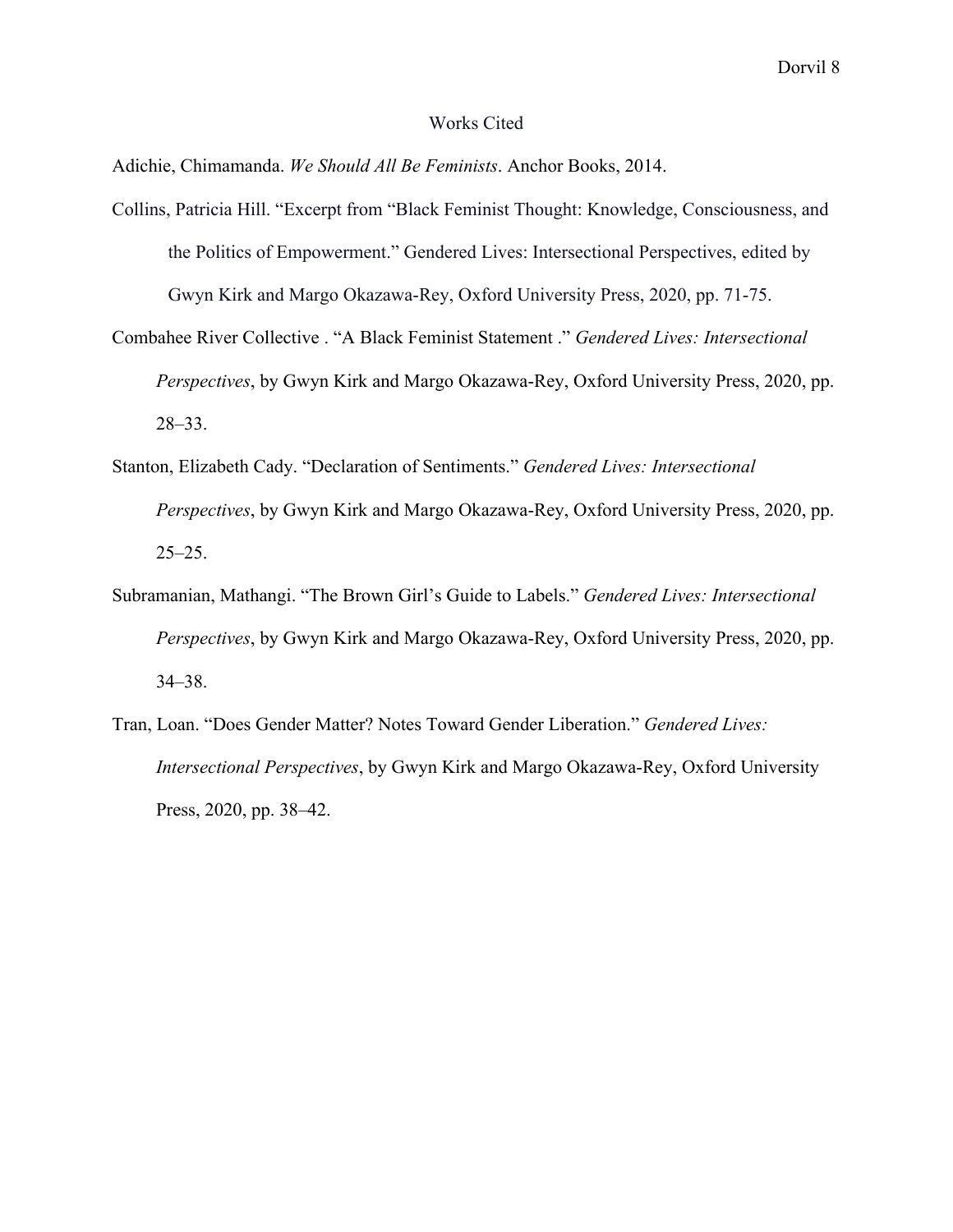# Works Cited

Adichie, Chimamanda. *We Should All Be Feminists*. Anchor Books, 2014.

Collins, Patricia Hill. "Excerpt from "Black Feminist Thought: Knowledge, Consciousness, and the Politics of Empowerment." Gendered Lives: Intersectional Perspectives, edited by Gwyn Kirk and Margo Okazawa-Rey, Oxford University Press, 2020, pp. 71-75.

Combahee River Collective . "A Black Feminist Statement ." *Gendered Lives: Intersectional Perspectives*, by Gwyn Kirk and Margo Okazawa-Rey, Oxford University Press, 2020, pp. 28–33.

Stanton, Elizabeth Cady. "Declaration of Sentiments." *Gendered Lives: Intersectional Perspectives*, by Gwyn Kirk and Margo Okazawa-Rey, Oxford University Press, 2020, pp. 25–25.

Subramanian, Mathangi. "The Brown Girl's Guide to Labels." *Gendered Lives: Intersectional Perspectives*, by Gwyn Kirk and Margo Okazawa-Rey, Oxford University Press, 2020, pp. 34–38.

Tran, Loan. "Does Gender Matter? Notes Toward Gender Liberation." *Gendered Lives: Intersectional Perspectives*, by Gwyn Kirk and Margo Okazawa-Rey, Oxford University Press, 2020, pp. 38–42.